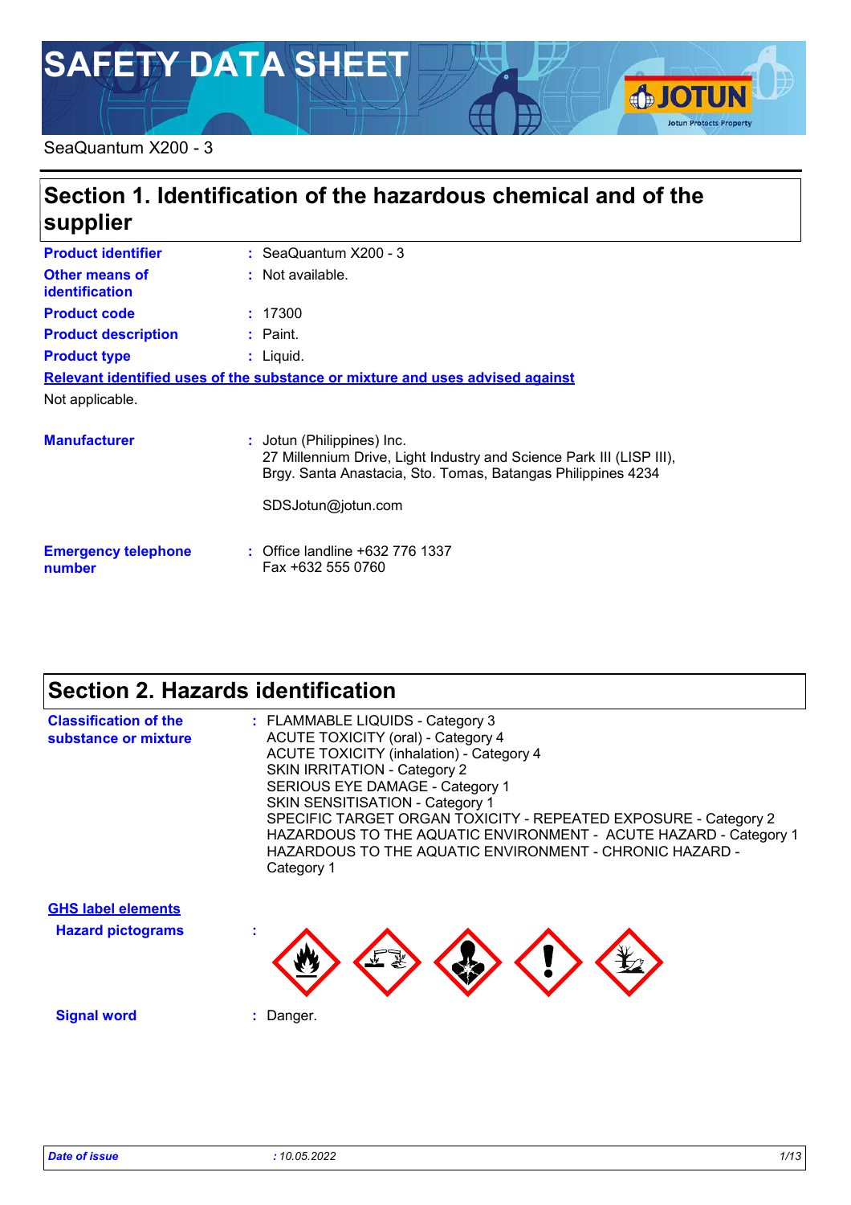# SAFETY DATA SHEET

SeaQuantum X200 - 3

## Section 1. Identification of the hazardous chemical and of the supplier

| | |
|---|---|
| **Product identifier** | : SeaQuantum X200 - 3 |
| **Other means of identification** | : Not available. |
| **Product code** | : 17300 |
| **Product description** | : Paint. |
| **Product type** | : Liquid. |

**Relevant identified uses of the substance or mixture and uses advised against**

Not applicable.

| | |
|---|---|
| **Manufacturer** | : Jotun (Philippines) Inc.<br>27 Millennium Drive, Light Industry and Science Park III (LISP III), Brgy. Santa Anastacia, Sto. Tomas, Batangas Philippines 4234<br><br>SDSJotun@jotun.com |
| **Emergency telephone number** | : Office landline +632 776 1337<br>Fax +632 555 0760 |

## Section 2. Hazards identification

**Classification of the substance or mixture** :
FLAMMABLE LIQUIDS - Category 3
ACUTE TOXICITY (oral) - Category 4
ACUTE TOXICITY (inhalation) - Category 4
SKIN IRRITATION - Category 2
SERIOUS EYE DAMAGE - Category 1
SKIN SENSITISATION - Category 1
SPECIFIC TARGET ORGAN TOXICITY - REPEATED EXPOSURE - Category 2
HAZARDOUS TO THE AQUATIC ENVIRONMENT - ACUTE HAZARD - Category 1
HAZARDOUS TO THE AQUATIC ENVIRONMENT - CHRONIC HAZARD - Category 1

**GHS label elements**

**Hazard pictograms** :

**Signal word** : Danger.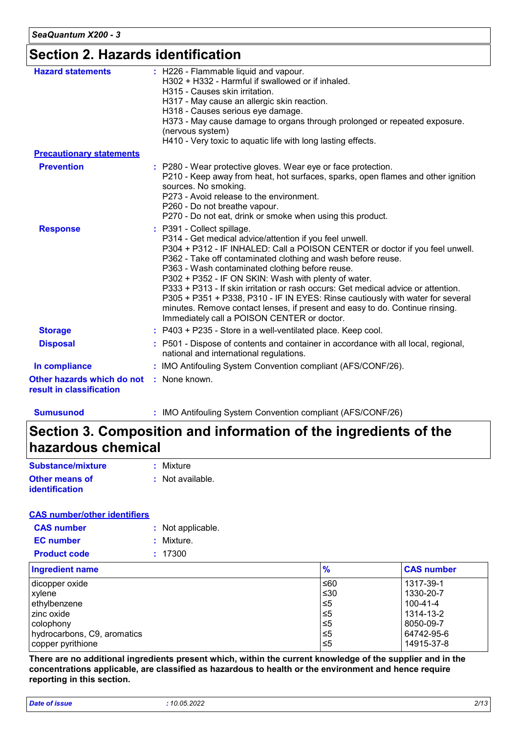## Section 2. Hazards identification

**Hazard statements** : H226 - Flammable liquid and vapour.
H302 + H332 - Harmful if swallowed or if inhaled.
H315 - Causes skin irritation.
H317 - May cause an allergic skin reaction.
H318 - Causes serious eye damage.
H373 - May cause damage to organs through prolonged or repeated exposure. (nervous system)
H410 - Very toxic to aquatic life with long lasting effects.

**Precautionary statements**

**Prevention** : P280 - Wear protective gloves. Wear eye or face protection.
P210 - Keep away from heat, hot surfaces, sparks, open flames and other ignition sources. No smoking.
P273 - Avoid release to the environment.
P260 - Do not breathe vapour.
P270 - Do not eat, drink or smoke when using this product.

**Response** : P391 - Collect spillage.
P314 - Get medical advice/attention if you feel unwell.
P304 + P312 - IF INHALED: Call a POISON CENTER or doctor if you feel unwell.
P362 - Take off contaminated clothing and wash before reuse.
P363 - Wash contaminated clothing before reuse.
P302 + P352 - IF ON SKIN: Wash with plenty of water.
P333 + P313 - If skin irritation or rash occurs: Get medical advice or attention.
P305 + P351 + P338, P310 - IF IN EYES: Rinse cautiously with water for several minutes. Remove contact lenses, if present and easy to do. Continue rinsing. Immediately call a POISON CENTER or doctor.

**Storage** : P403 + P235 - Store in a well-ventilated place. Keep cool.

**Disposal** : P501 - Dispose of contents and container in accordance with all local, regional, national and international regulations.

**In compliance** : IMO Antifouling System Convention compliant (AFS/CONF/26).

**Other hazards which do not result in classification** : None known.

**Sumusunod** : IMO Antifouling System Convention compliant (AFS/CONF/26)

## Section 3. Composition and information of the ingredients of the hazardous chemical

**Substance/mixture** : Mixture

**Other means of identification** : Not available.

**CAS number/other identifiers**

**CAS number** : Not applicable.

**EC number** : Mixture.

**Product code** : 17300

| Ingredient name | % | CAS number |
|---|---|---|
| dicopper oxide | ≤60 | 1317-39-1 |
| xylene | ≤30 | 1330-20-7 |
| ethylbenzene | ≤5 | 100-41-4 |
| zinc oxide | ≤5 | 1314-13-2 |
| colophony | ≤5 | 8050-09-7 |
| hydrocarbons, C9, aromatics | ≤5 | 64742-95-6 |
| copper pyrithione | ≤5 | 14915-37-8 |

**There are no additional ingredients present which, within the current knowledge of the supplier and in the concentrations applicable, are classified as hazardous to health or the environment and hence require reporting in this section.**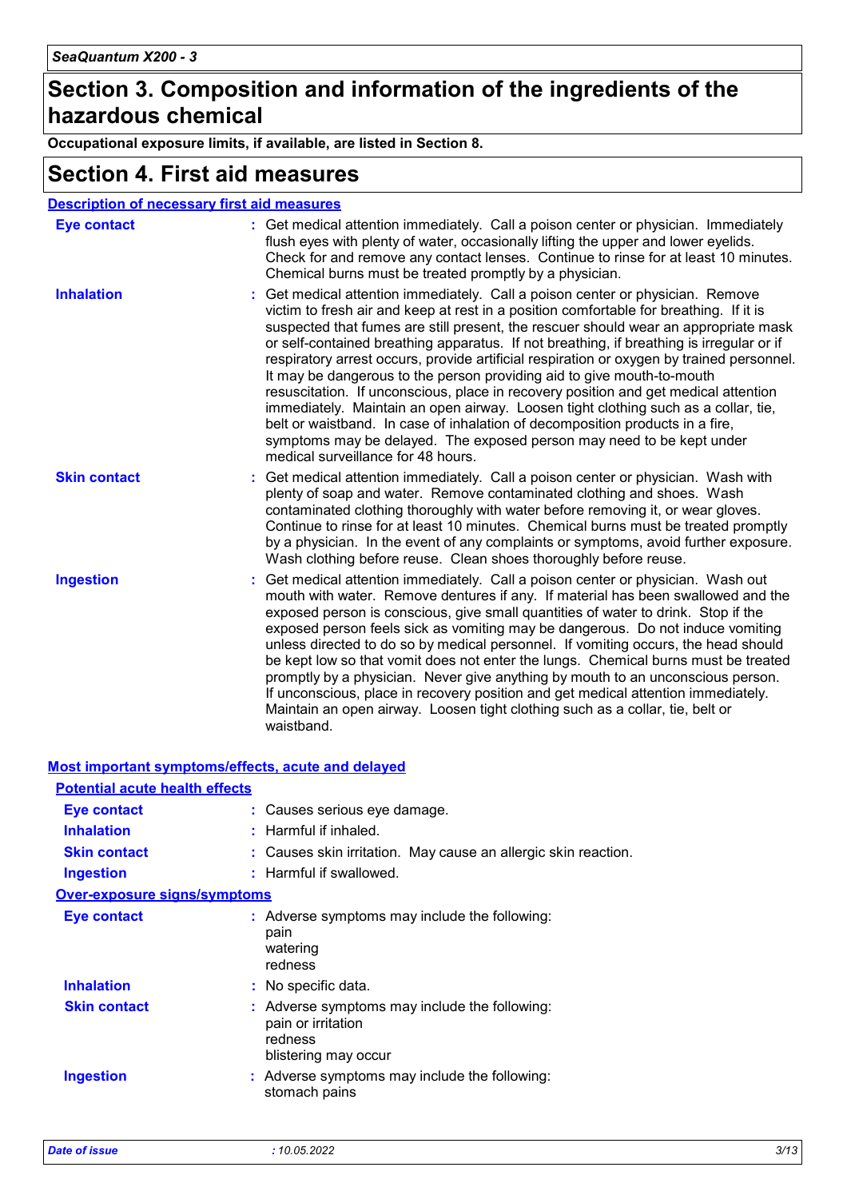## Section 3. Composition and information of the ingredients of the hazardous chemical

**Occupational exposure limits, if available, are listed in Section 8.**

## Section 4. First aid measures

### Description of necessary first aid measures

**Eye contact** : Get medical attention immediately. Call a poison center or physician. Immediately flush eyes with plenty of water, occasionally lifting the upper and lower eyelids. Check for and remove any contact lenses. Continue to rinse for at least 10 minutes. Chemical burns must be treated promptly by a physician.

**Inhalation** : Get medical attention immediately. Call a poison center or physician. Remove victim to fresh air and keep at rest in a position comfortable for breathing. If it is suspected that fumes are still present, the rescuer should wear an appropriate mask or self-contained breathing apparatus. If not breathing, if breathing is irregular or if respiratory arrest occurs, provide artificial respiration or oxygen by trained personnel. It may be dangerous to the person providing aid to give mouth-to-mouth resuscitation. If unconscious, place in recovery position and get medical attention immediately. Maintain an open airway. Loosen tight clothing such as a collar, tie, belt or waistband. In case of inhalation of decomposition products in a fire, symptoms may be delayed. The exposed person may need to be kept under medical surveillance for 48 hours.

**Skin contact** : Get medical attention immediately. Call a poison center or physician. Wash with plenty of soap and water. Remove contaminated clothing and shoes. Wash contaminated clothing thoroughly with water before removing it, or wear gloves. Continue to rinse for at least 10 minutes. Chemical burns must be treated promptly by a physician. In the event of any complaints or symptoms, avoid further exposure. Wash clothing before reuse. Clean shoes thoroughly before reuse.

**Ingestion** : Get medical attention immediately. Call a poison center or physician. Wash out mouth with water. Remove dentures if any. If material has been swallowed and the exposed person is conscious, give small quantities of water to drink. Stop if the exposed person feels sick as vomiting may be dangerous. Do not induce vomiting unless directed to do so by medical personnel. If vomiting occurs, the head should be kept low so that vomit does not enter the lungs. Chemical burns must be treated promptly by a physician. Never give anything by mouth to an unconscious person. If unconscious, place in recovery position and get medical attention immediately. Maintain an open airway. Loosen tight clothing such as a collar, tie, belt or waistband.

### Most important symptoms/effects, acute and delayed

#### Potential acute health effects

**Eye contact** : Causes serious eye damage.

**Inhalation** : Harmful if inhaled.

**Skin contact** : Causes skin irritation. May cause an allergic skin reaction.

**Ingestion** : Harmful if swallowed.

#### Over-exposure signs/symptoms

**Eye contact** : Adverse symptoms may include the following:
pain
watering
redness

**Inhalation** : No specific data.

**Skin contact** : Adverse symptoms may include the following:
pain or irritation
redness
blistering may occur

**Ingestion** : Adverse symptoms may include the following:
stomach pains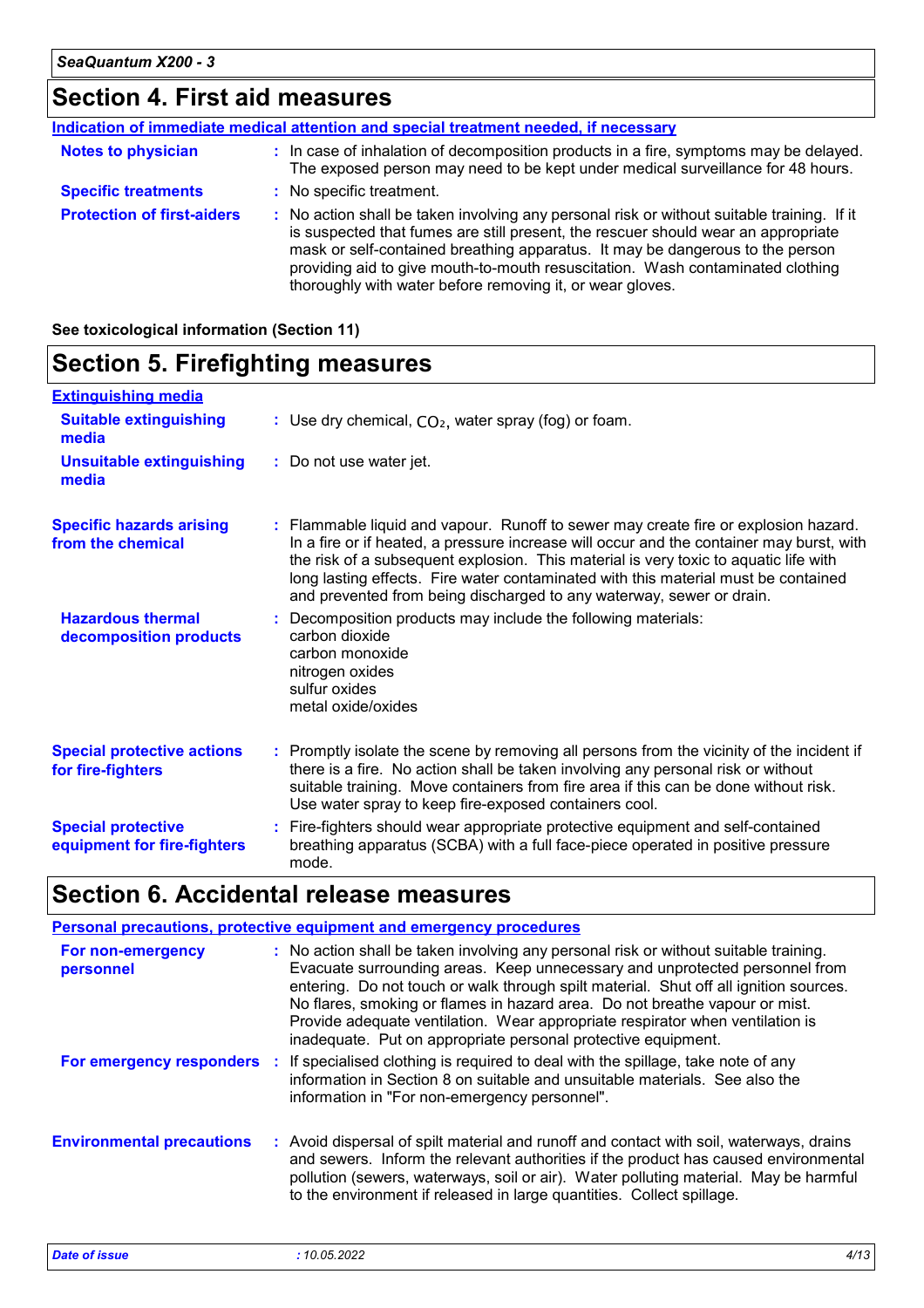## Section 4. First aid measures

**Indication of immediate medical attention and special treatment needed, if necessary**

**Notes to physician** : In case of inhalation of decomposition products in a fire, symptoms may be delayed. The exposed person may need to be kept under medical surveillance for 48 hours.

**Specific treatments** : No specific treatment.

**Protection of first-aiders** : No action shall be taken involving any personal risk or without suitable training. If it is suspected that fumes are still present, the rescuer should wear an appropriate mask or self-contained breathing apparatus. It may be dangerous to the person providing aid to give mouth-to-mouth resuscitation. Wash contaminated clothing thoroughly with water before removing it, or wear gloves.

**See toxicological information (Section 11)**

## Section 5. Firefighting measures

**Extinguishing media**

**Suitable extinguishing media** : Use dry chemical, $CO_2$, water spray (fog) or foam.

**Unsuitable extinguishing media** : Do not use water jet.

**Specific hazards arising from the chemical** : Flammable liquid and vapour. Runoff to sewer may create fire or explosion hazard. In a fire or if heated, a pressure increase will occur and the container may burst, with the risk of a subsequent explosion. This material is very toxic to aquatic life with long lasting effects. Fire water contaminated with this material must be contained and prevented from being discharged to any waterway, sewer or drain.

**Hazardous thermal decomposition products** : Decomposition products may include the following materials:
carbon dioxide
carbon monoxide
nitrogen oxides
sulfur oxides
metal oxide/oxides

**Special protective actions for fire-fighters** : Promptly isolate the scene by removing all persons from the vicinity of the incident if there is a fire. No action shall be taken involving any personal risk or without suitable training. Move containers from fire area if this can be done without risk. Use water spray to keep fire-exposed containers cool.

**Special protective equipment for fire-fighters** : Fire-fighters should wear appropriate protective equipment and self-contained breathing apparatus (SCBA) with a full face-piece operated in positive pressure mode.

## Section 6. Accidental release measures

**Personal precautions, protective equipment and emergency procedures**

**For non-emergency personnel** : No action shall be taken involving any personal risk or without suitable training. Evacuate surrounding areas. Keep unnecessary and unprotected personnel from entering. Do not touch or walk through spilt material. Shut off all ignition sources. No flares, smoking or flames in hazard area. Do not breathe vapour or mist. Provide adequate ventilation. Wear appropriate respirator when ventilation is inadequate. Put on appropriate personal protective equipment.

**For emergency responders** : If specialised clothing is required to deal with the spillage, take note of any information in Section 8 on suitable and unsuitable materials. See also the information in "For non-emergency personnel".

**Environmental precautions** : Avoid dispersal of spilt material and runoff and contact with soil, waterways, drains and sewers. Inform the relevant authorities if the product has caused environmental pollution (sewers, waterways, soil or air). Water polluting material. May be harmful to the environment if released in large quantities. Collect spillage.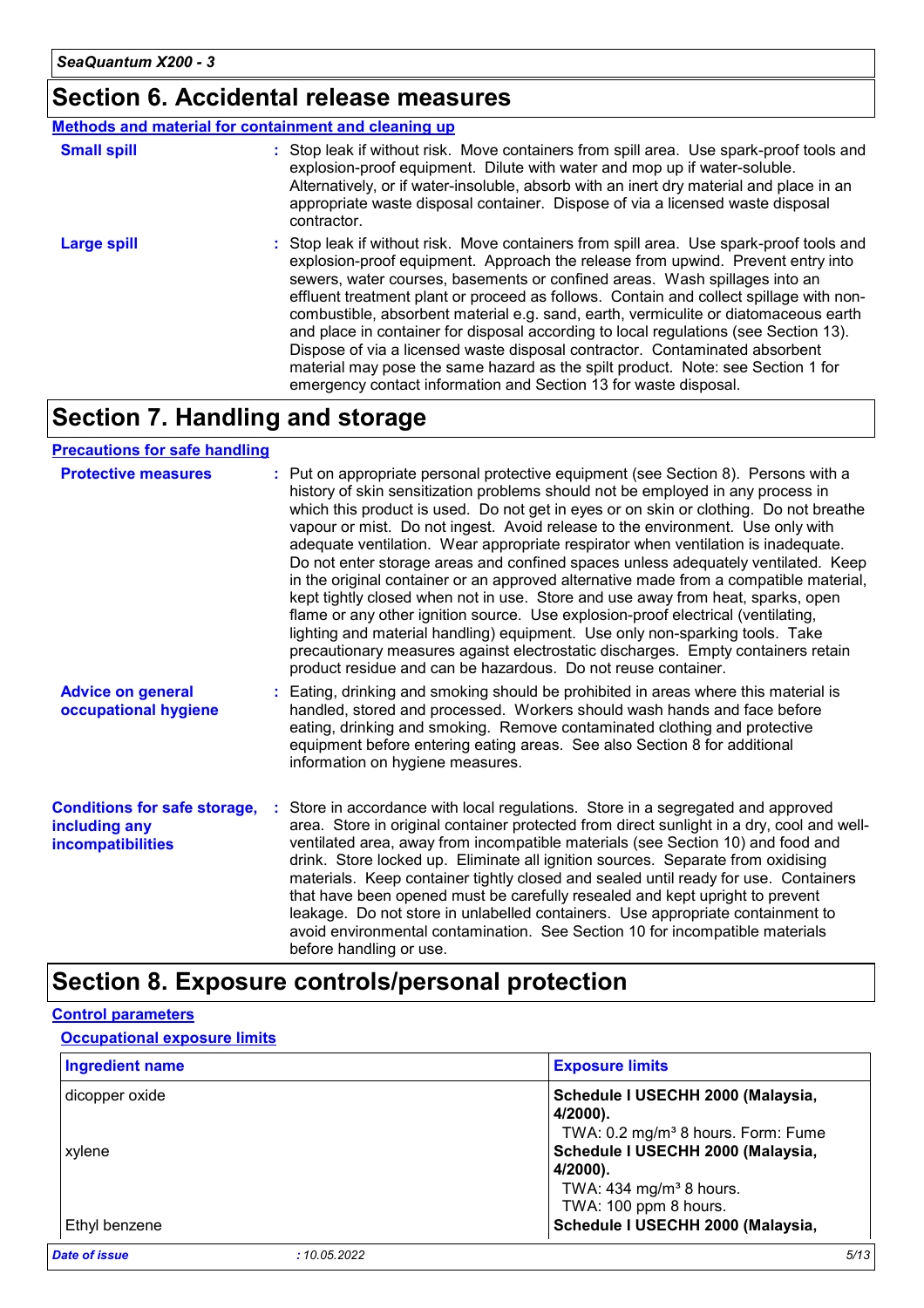## Section 6. Accidental release measures

**Methods and material for containment and cleaning up**

**Small spill** : Stop leak if without risk. Move containers from spill area. Use spark-proof tools and explosion-proof equipment. Dilute with water and mop up if water-soluble. Alternatively, or if water-insoluble, absorb with an inert dry material and place in an appropriate waste disposal container. Dispose of via a licensed waste disposal contractor.

**Large spill** : Stop leak if without risk. Move containers from spill area. Use spark-proof tools and explosion-proof equipment. Approach the release from upwind. Prevent entry into sewers, water courses, basements or confined areas. Wash spillages into an effluent treatment plant or proceed as follows. Contain and collect spillage with non-combustible, absorbent material e.g. sand, earth, vermiculite or diatomaceous earth and place in container for disposal according to local regulations (see Section 13). Dispose of via a licensed waste disposal contractor. Contaminated absorbent material may pose the same hazard as the spilt product. Note: see Section 1 for emergency contact information and Section 13 for waste disposal.

## Section 7. Handling and storage

**Precautions for safe handling**

**Protective measures** : Put on appropriate personal protective equipment (see Section 8). Persons with a history of skin sensitization problems should not be employed in any process in which this product is used. Do not get in eyes or on skin or clothing. Do not breathe vapour or mist. Do not ingest. Avoid release to the environment. Use only with adequate ventilation. Wear appropriate respirator when ventilation is inadequate. Do not enter storage areas and confined spaces unless adequately ventilated. Keep in the original container or an approved alternative made from a compatible material, kept tightly closed when not in use. Store and use away from heat, sparks, open flame or any other ignition source. Use explosion-proof electrical (ventilating, lighting and material handling) equipment. Use only non-sparking tools. Take precautionary measures against electrostatic discharges. Empty containers retain product residue and can be hazardous. Do not reuse container.

**Advice on general occupational hygiene** : Eating, drinking and smoking should be prohibited in areas where this material is handled, stored and processed. Workers should wash hands and face before eating, drinking and smoking. Remove contaminated clothing and protective equipment before entering eating areas. See also Section 8 for additional information on hygiene measures.

**Conditions for safe storage, including any incompatibilities** : Store in accordance with local regulations. Store in a segregated and approved area. Store in original container protected from direct sunlight in a dry, cool and well-ventilated area, away from incompatible materials (see Section 10) and food and drink. Store locked up. Eliminate all ignition sources. Separate from oxidising materials. Keep container tightly closed and sealed until ready for use. Containers that have been opened must be carefully resealed and kept upright to prevent leakage. Do not store in unlabelled containers. Use appropriate containment to avoid environmental contamination. See Section 10 for incompatible materials before handling or use.

## Section 8. Exposure controls/personal protection

**Control parameters**

**Occupational exposure limits**

| Ingredient name | Exposure limits |
|---|---|
| dicopper oxide | **Schedule I USECHH 2000 (Malaysia, 4/2000).**<br>TWA: 0.2 mg/m³ 8 hours. Form: Fume |
| xylene | **Schedule I USECHH 2000 (Malaysia, 4/2000).**<br>TWA: 434 mg/m³ 8 hours.<br>TWA: 100 ppm 8 hours. |
| Ethyl benzene | **Schedule I USECHH 2000 (Malaysia,** |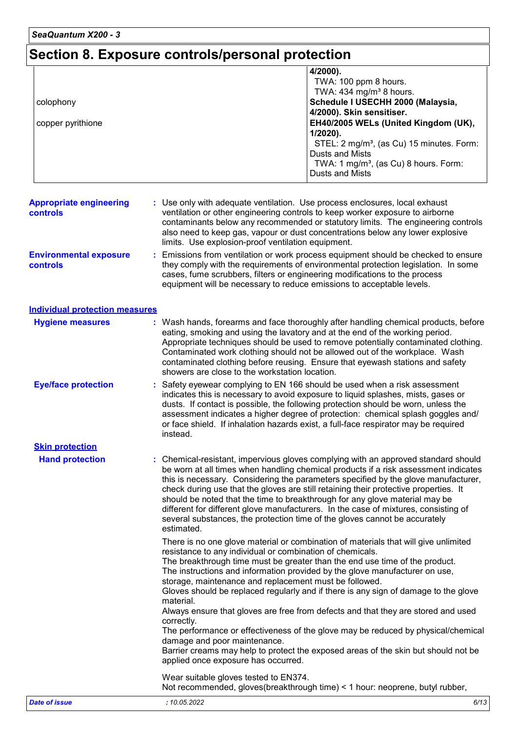## Section 8. Exposure controls/personal protection

| | |
|---|---|
| | **4/2000).** TWA: 100 ppm 8 hours. TWA: 434 mg/m³ 8 hours. |
| colophony | **Schedule I USECHH 2000 (Malaysia, 4/2000). Skin sensitiser.** |
| copper pyrithione | **EH40/2005 WELs (United Kingdom (UK), 1/2020).** STEL: 2 mg/m³, (as Cu) 15 minutes. Form: Dusts and Mists TWA: 1 mg/m³, (as Cu) 8 hours. Form: Dusts and Mists |

**Appropriate engineering controls** : Use only with adequate ventilation. Use process enclosures, local exhaust ventilation or other engineering controls to keep worker exposure to airborne contaminants below any recommended or statutory limits. The engineering controls also need to keep gas, vapour or dust concentrations below any lower explosive limits. Use explosion-proof ventilation equipment.

**Environmental exposure controls** : Emissions from ventilation or work process equipment should be checked to ensure they comply with the requirements of environmental protection legislation. In some cases, fume scrubbers, filters or engineering modifications to the process equipment will be necessary to reduce emissions to acceptable levels.

### Individual protection measures

**Hygiene measures** : Wash hands, forearms and face thoroughly after handling chemical products, before eating, smoking and using the lavatory and at the end of the working period. Appropriate techniques should be used to remove potentially contaminated clothing. Contaminated work clothing should not be allowed out of the workplace. Wash contaminated clothing before reusing. Ensure that eyewash stations and safety showers are close to the workstation location.

**Eye/face protection** : Safety eyewear complying to EN 166 should be used when a risk assessment indicates this is necessary to avoid exposure to liquid splashes, mists, gases or dusts. If contact is possible, the following protection should be worn, unless the assessment indicates a higher degree of protection: chemical splash goggles and/ or face shield. If inhalation hazards exist, a full-face respirator may be required instead.

**Skin protection**

**Hand protection** : Chemical-resistant, impervious gloves complying with an approved standard should be worn at all times when handling chemical products if a risk assessment indicates this is necessary. Considering the parameters specified by the glove manufacturer, check during use that the gloves are still retaining their protective properties. It should be noted that the time to breakthrough for any glove material may be different for different glove manufacturers. In the case of mixtures, consisting of several substances, the protection time of the gloves cannot be accurately estimated.

There is no one glove material or combination of materials that will give unlimited resistance to any individual or combination of chemicals.
The breakthrough time must be greater than the end use time of the product.
The instructions and information provided by the glove manufacturer on use, storage, maintenance and replacement must be followed.
Gloves should be replaced regularly and if there is any sign of damage to the glove material.
Always ensure that gloves are free from defects and that they are stored and used correctly.
The performance or effectiveness of the glove may be reduced by physical/chemical damage and poor maintenance.
Barrier creams may help to protect the exposed areas of the skin but should not be applied once exposure has occurred.

Wear suitable gloves tested to EN374.
Not recommended, gloves(breakthrough time) < 1 hour: neoprene, butyl rubber,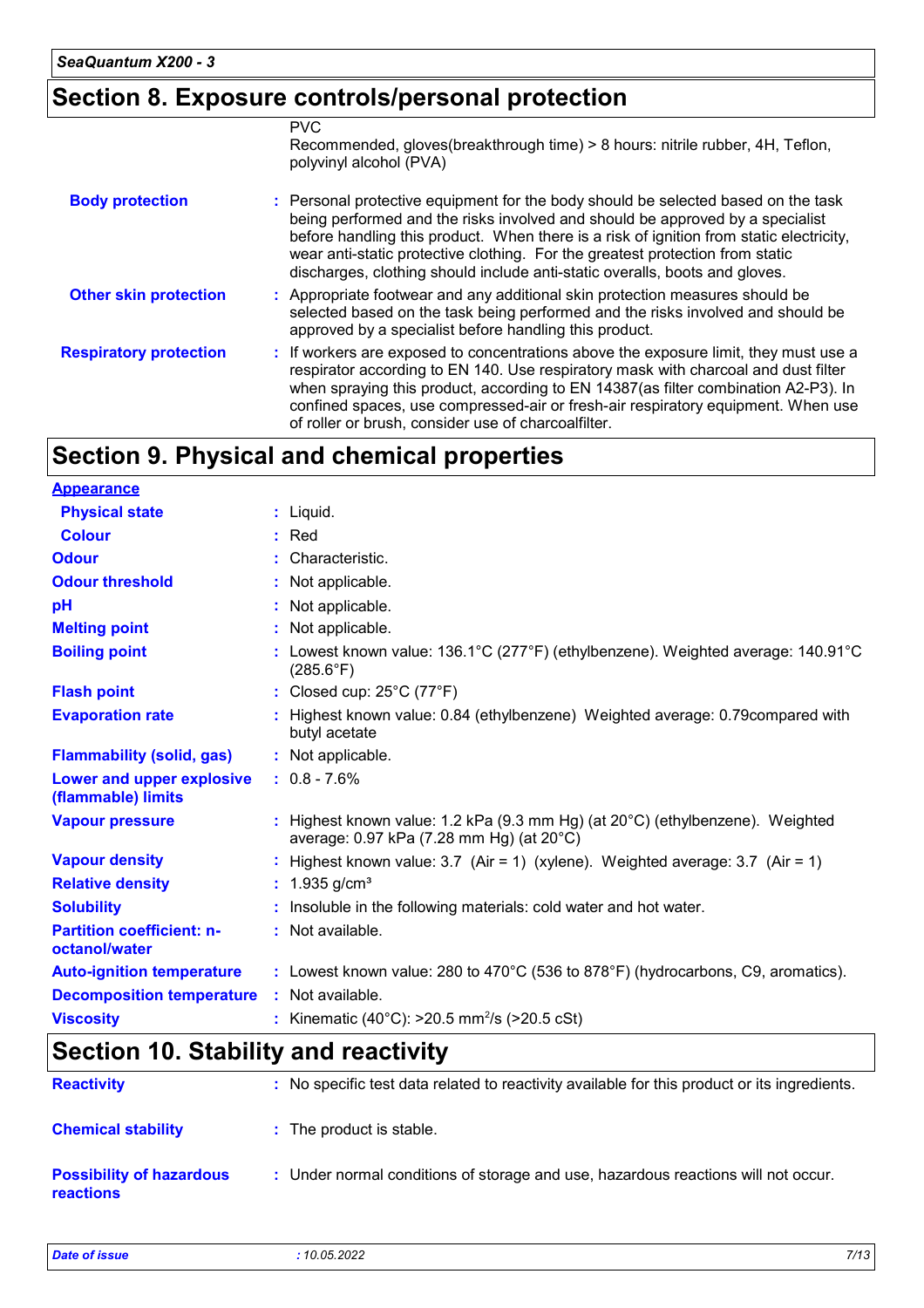## Section 8. Exposure controls/personal protection

PVC
Recommended, gloves(breakthrough time) > 8 hours: nitrile rubber, 4H, Teflon, polyvinyl alcohol (PVA)

**Body protection** : Personal protective equipment for the body should be selected based on the task being performed and the risks involved and should be approved by a specialist before handling this product. When there is a risk of ignition from static electricity, wear anti-static protective clothing. For the greatest protection from static discharges, clothing should include anti-static overalls, boots and gloves.

**Other skin protection** : Appropriate footwear and any additional skin protection measures should be selected based on the task being performed and the risks involved and should be approved by a specialist before handling this product.

**Respiratory protection** : If workers are exposed to concentrations above the exposure limit, they must use a respirator according to EN 140. Use respiratory mask with charcoal and dust filter when spraying this product, according to EN 14387(as filter combination A2-P3). In confined spaces, use compressed-air or fresh-air respiratory equipment. When use of roller or brush, consider use of charcoalfilter.

## Section 9. Physical and chemical properties

**Appearance**

| | |
|---|---|
| **Physical state** | : Liquid. |
| **Colour** | : Red |
| **Odour** | : Characteristic. |
| **Odour threshold** | : Not applicable. |
| **pH** | : Not applicable. |
| **Melting point** | : Not applicable. |
| **Boiling point** | : Lowest known value: 136.1°C (277°F) (ethylbenzene). Weighted average: 140.91°C (285.6°F) |
| **Flash point** | : Closed cup: 25°C (77°F) |
| **Evaporation rate** | : Highest known value: 0.84 (ethylbenzene) Weighted average: 0.79compared with butyl acetate |
| **Flammability (solid, gas)** | : Not applicable. |
| **Lower and upper explosive (flammable) limits** | : 0.8 - 7.6% |
| **Vapour pressure** | : Highest known value: 1.2 kPa (9.3 mm Hg) (at 20°C) (ethylbenzene). Weighted average: 0.97 kPa (7.28 mm Hg) (at 20°C) |
| **Vapour density** | : Highest known value: 3.7 (Air = 1) (xylene). Weighted average: 3.7 (Air = 1) |
| **Relative density** | : 1.935 g/cm³ |
| **Solubility** | : Insoluble in the following materials: cold water and hot water. |
| **Partition coefficient: n-octanol/water** | : Not available. |
| **Auto-ignition temperature** | : Lowest known value: 280 to 470°C (536 to 878°F) (hydrocarbons, C9, aromatics). |
| **Decomposition temperature** | : Not available. |
| **Viscosity** | : Kinematic (40°C): >20.5 $mm^2/s$ (>20.5 cSt) |

## Section 10. Stability and reactivity

**Reactivity** : No specific test data related to reactivity available for this product or its ingredients.

**Chemical stability** : The product is stable.

**Possibility of hazardous reactions** : Under normal conditions of storage and use, hazardous reactions will not occur.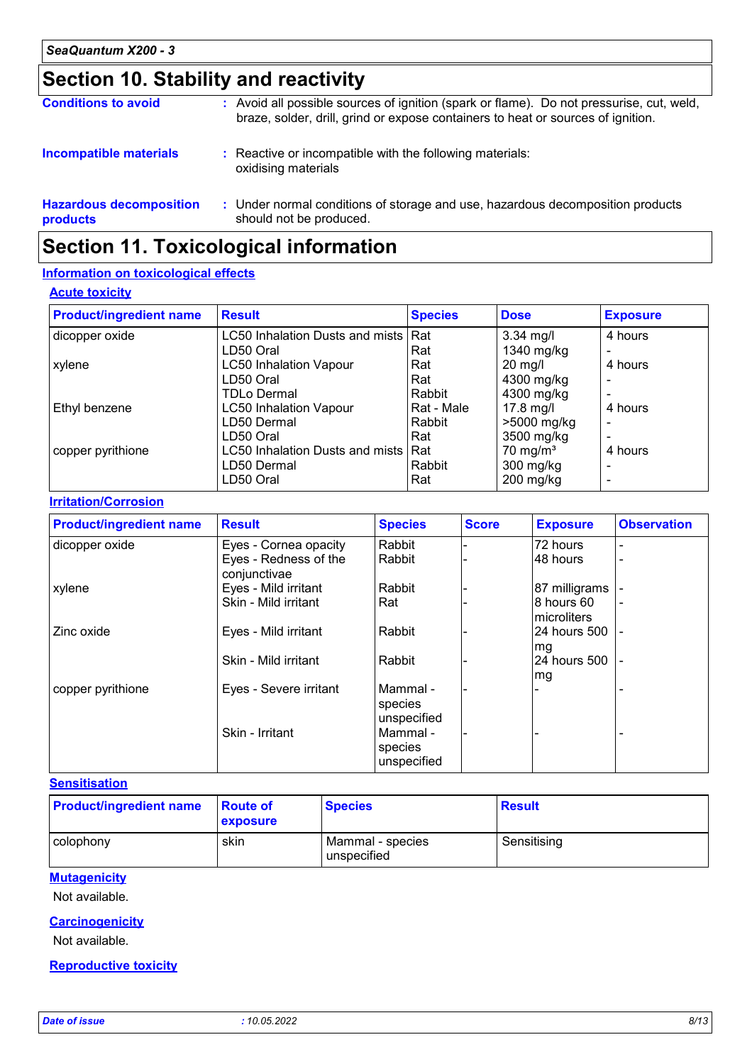## Section 10. Stability and reactivity

**Conditions to avoid** : Avoid all possible sources of ignition (spark or flame). Do not pressurise, cut, weld, braze, solder, drill, grind or expose containers to heat or sources of ignition.

**Incompatible materials** : Reactive or incompatible with the following materials: oxidising materials

**Hazardous decomposition products** : Under normal conditions of storage and use, hazardous decomposition products should not be produced.

## Section 11. Toxicological information

### Information on toxicological effects

#### Acute toxicity

| Product/ingredient name | Result | Species | Dose | Exposure |
|---|---|---|---|---|
| dicopper oxide | LC50 Inhalation Dusts and mists | Rat | 3.34 mg/l | 4 hours |
| | LD50 Oral | Rat | 1340 mg/kg | - |
| xylene | LC50 Inhalation Vapour | Rat | 20 mg/l | 4 hours |
| | LD50 Oral | Rat | 4300 mg/kg | - |
| | TDLo Dermal | Rabbit | 4300 mg/kg | - |
| Ethyl benzene | LC50 Inhalation Vapour | Rat - Male | 17.8 mg/l | 4 hours |
| | LD50 Dermal | Rabbit | >5000 mg/kg | - |
| | LD50 Oral | Rat | 3500 mg/kg | - |
| copper pyrithione | LC50 Inhalation Dusts and mists | Rat | 70 mg/m³ | 4 hours |
| | LD50 Dermal | Rabbit | 300 mg/kg | - |
| | LD50 Oral | Rat | 200 mg/kg | - |

#### Irritation/Corrosion

| Product/ingredient name | Result | Species | Score | Exposure | Observation |
|---|---|---|---|---|---|
| dicopper oxide | Eyes - Cornea opacity | Rabbit | - | 72 hours | - |
| | Eyes - Redness of the conjunctivae | Rabbit | - | 48 hours | - |
| xylene | Eyes - Mild irritant | Rabbit | - | 87 milligrams | - |
| | Skin - Mild irritant | Rat | - | 8 hours 60 microliters | - |
| Zinc oxide | Eyes - Mild irritant | Rabbit | - | 24 hours 500 mg | - |
| | Skin - Mild irritant | Rabbit | - | 24 hours 500 mg | - |
| copper pyrithione | Eyes - Severe irritant | Mammal - species unspecified | - | - | - |
| | Skin - Irritant | Mammal - species unspecified | - | - | - |

#### Sensitisation

| Product/ingredient name | Route of exposure | Species | Result |
|---|---|---|---|
| colophony | skin | Mammal - species unspecified | Sensitising |

#### Mutagenicity

Not available.

#### Carcinogenicity

Not available.

#### Reproductive toxicity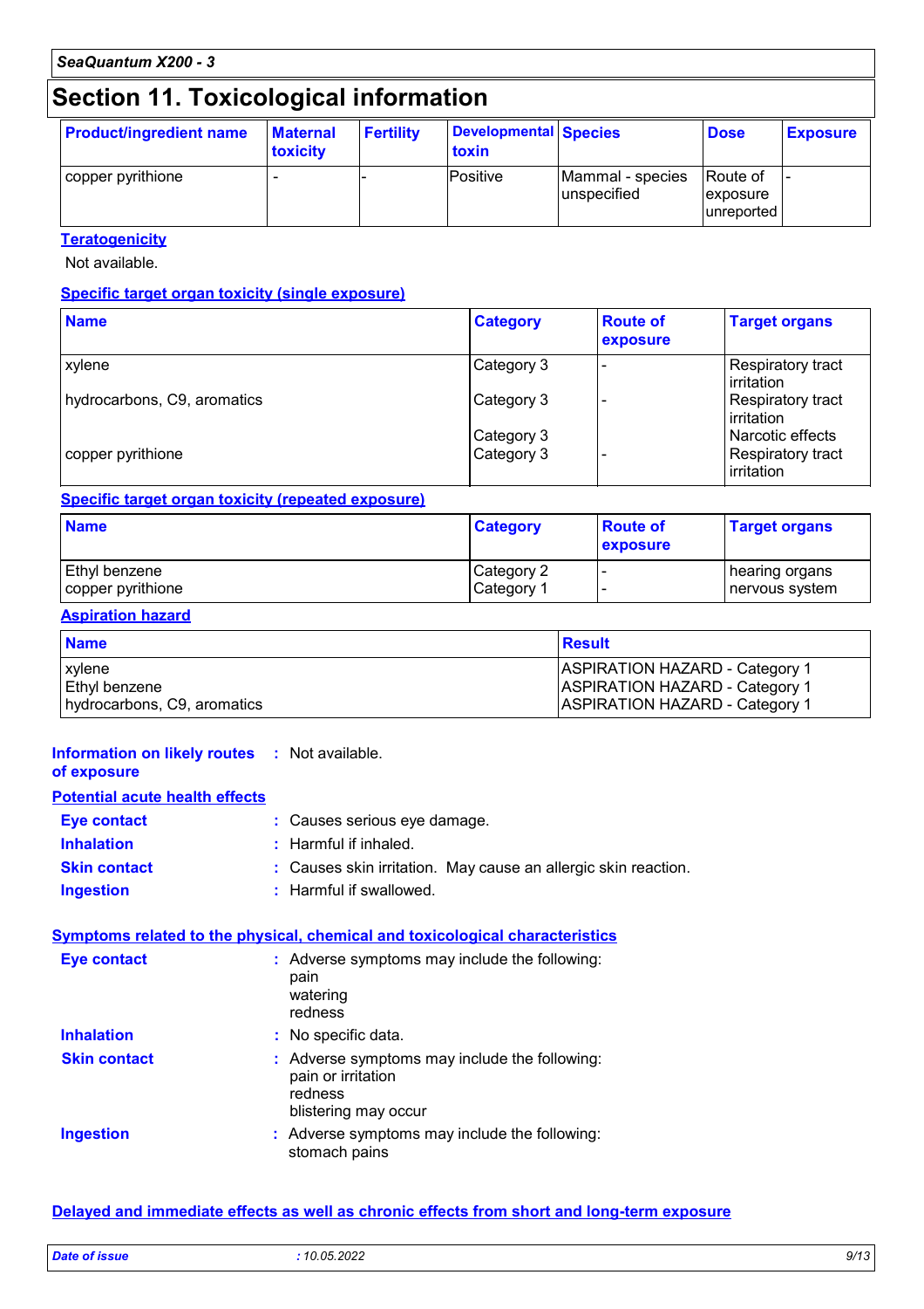## Section 11. Toxicological information

| Product/ingredient name | Maternal toxicity | Fertility | Developmental toxin | Species | Dose | Exposure |
|---|---|---|---|---|---|---|
| copper pyrithione | - | - | Positive | Mammal - species unspecified | Route of exposure unreported | - |

**Teratogenicity**

Not available.

**Specific target organ toxicity (single exposure)**

| Name | Category | Route of exposure | Target organs |
|---|---|---|---|
| xylene | Category 3 | - | Respiratory tract irritation |
| hydrocarbons, C9, aromatics | Category 3 | - | Respiratory tract irritation |
| | Category 3 | | Narcotic effects |
| copper pyrithione | Category 3 | - | Respiratory tract irritation |

**Specific target organ toxicity (repeated exposure)**

| Name | Category | Route of exposure | Target organs |
|---|---|---|---|
| Ethyl benzene | Category 2 | - | hearing organs |
| copper pyrithione | Category 1 | - | nervous system |

**Aspiration hazard**

| Name | Result |
|---|---|
| xylene | ASPIRATION HAZARD - Category 1 |
| Ethyl benzene | ASPIRATION HAZARD - Category 1 |
| hydrocarbons, C9, aromatics | ASPIRATION HAZARD - Category 1 |

**Information on likely routes of exposure** : Not available.

**Potential acute health effects**

**Eye contact** : Causes serious eye damage.

**Inhalation** : Harmful if inhaled.

**Skin contact** : Causes skin irritation. May cause an allergic skin reaction.

**Ingestion** : Harmful if swallowed.

**Symptoms related to the physical, chemical and toxicological characteristics**

**Eye contact** : Adverse symptoms may include the following:
pain
watering
redness

**Inhalation** : No specific data.

**Skin contact** : Adverse symptoms may include the following:
pain or irritation
redness
blistering may occur

**Ingestion** : Adverse symptoms may include the following:
stomach pains

**Delayed and immediate effects as well as chronic effects from short and long-term exposure**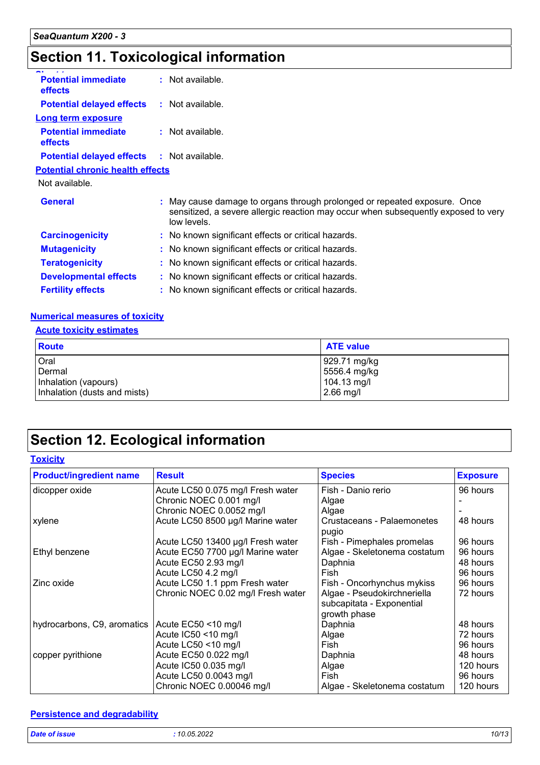## Section 11. Toxicological information

**Potential immediate effects** : Not available.

**Potential delayed effects** : Not available.

**Long term exposure**

**Potential immediate effects** : Not available.

**Potential delayed effects** : Not available.

**Potential chronic health effects**

Not available.

**General** : May cause damage to organs through prolonged or repeated exposure. Once sensitized, a severe allergic reaction may occur when subsequently exposed to very low levels.

**Carcinogenicity** : No known significant effects or critical hazards.

**Mutagenicity** : No known significant effects or critical hazards.

**Teratogenicity** : No known significant effects or critical hazards.

**Developmental effects** : No known significant effects or critical hazards.

**Fertility effects** : No known significant effects or critical hazards.

**Numerical measures of toxicity**

**Acute toxicity estimates**

| Route | ATE value |
|---|---|
| Oral | 929.71 mg/kg |
| Dermal | 5556.4 mg/kg |
| Inhalation (vapours) | 104.13 mg/l |
| Inhalation (dusts and mists) | 2.66 mg/l |

## Section 12. Ecological information

**Toxicity**

| Product/ingredient name | Result | Species | Exposure |
|---|---|---|---|
| dicopper oxide | Acute LC50 0.075 mg/l Fresh water | Fish - Danio rerio | 96 hours |
| | Chronic NOEC 0.001 mg/l | Algae | - |
| | Chronic NOEC 0.0052 mg/l | Algae | - |
| xylene | Acute LC50 8500 µg/l Marine water | Crustaceans - Palaemonetes pugio | 48 hours |
| | Acute LC50 13400 µg/l Fresh water | Fish - Pimephales promelas | 96 hours |
| Ethyl benzene | Acute EC50 7700 µg/l Marine water | Algae - Skeletonema costatum | 96 hours |
| | Acute EC50 2.93 mg/l | Daphnia | 48 hours |
| | Acute LC50 4.2 mg/l | Fish | 96 hours |
| Zinc oxide | Acute LC50 1.1 ppm Fresh water | Fish - Oncorhynchus mykiss | 96 hours |
| | Chronic NOEC 0.02 mg/l Fresh water | Algae - Pseudokirchneriella subcapitata - Exponential growth phase | 72 hours |
| hydrocarbons, C9, aromatics | Acute EC50 <10 mg/l | Daphnia | 48 hours |
| | Acute IC50 <10 mg/l | Algae | 72 hours |
| | Acute LC50 <10 mg/l | Fish | 96 hours |
| copper pyrithione | Acute EC50 0.022 mg/l | Daphnia | 48 hours |
| | Acute IC50 0.035 mg/l | Algae | 120 hours |
| | Acute LC50 0.0043 mg/l | Fish | 96 hours |
| | Chronic NOEC 0.00046 mg/l | Algae - Skeletonema costatum | 120 hours |

**Persistence and degradability**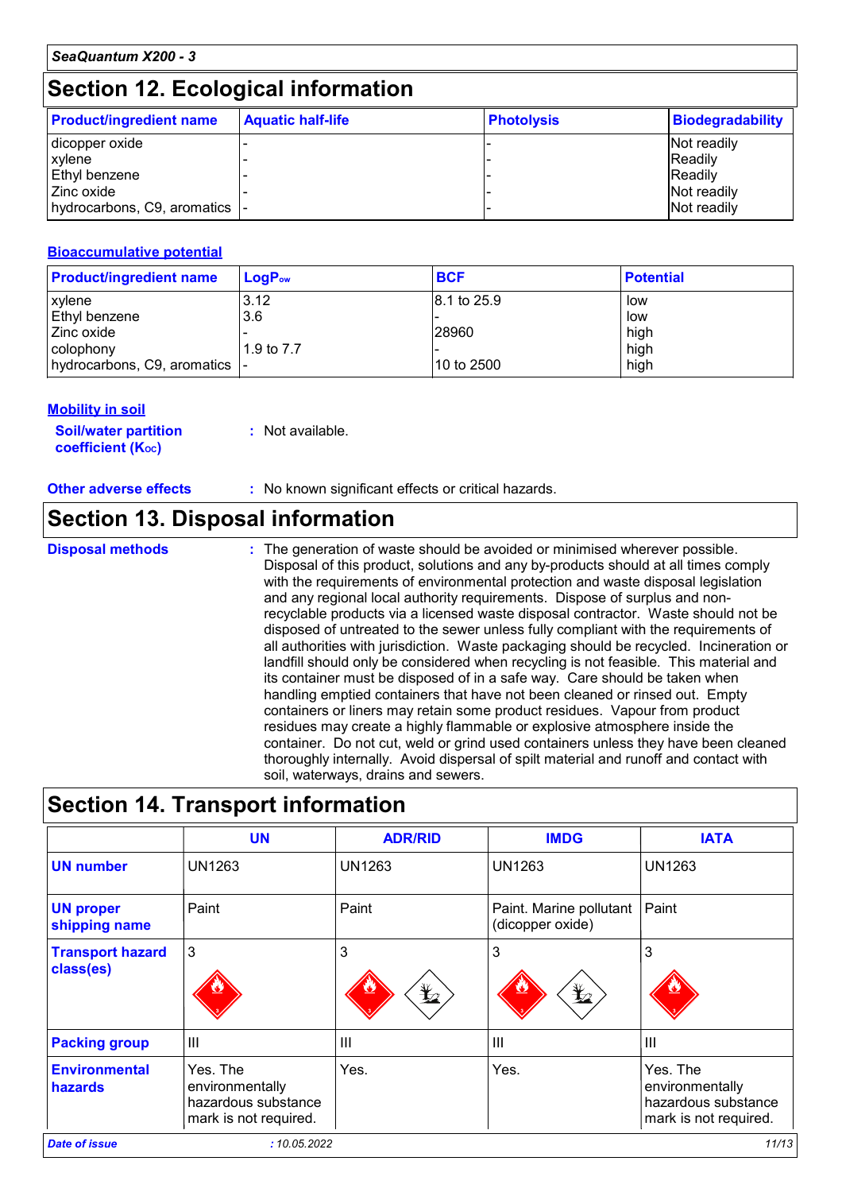## Section 12. Ecological information

| Product/ingredient name | Aquatic half-life | Photolysis | Biodegradability |
|---|---|---|---|
| dicopper oxide | - | - | Not readily |
| xylene | - | - | Readily |
| Ethyl benzene | - | - | Readily |
| Zinc oxide | - | - | Not readily |
| hydrocarbons, C9, aromatics | - | - | Not readily |

### Bioaccumulative potential

| Product/ingredient name | $LogP_{ow}$ | BCF | Potential |
|---|---|---|---|
| xylene | 3.12 | 8.1 to 25.9 | low |
| Ethyl benzene | 3.6 | - | low |
| Zinc oxide | - | 28960 | high |
| colophony | 1.9 to 7.7 | - | high |
| hydrocarbons, C9, aromatics | - | 10 to 2500 | high |

### Mobility in soil

**Soil/water partition coefficient ($K_{OC}$)** : Not available.

**Other adverse effects** : No known significant effects or critical hazards.

## Section 13. Disposal information

**Disposal methods** : The generation of waste should be avoided or minimised wherever possible. Disposal of this product, solutions and any by-products should at all times comply with the requirements of environmental protection and waste disposal legislation and any regional local authority requirements. Dispose of surplus and non-recyclable products via a licensed waste disposal contractor. Waste should not be disposed of untreated to the sewer unless fully compliant with the requirements of all authorities with jurisdiction. Waste packaging should be recycled. Incineration or landfill should only be considered when recycling is not feasible. This material and its container must be disposed of in a safe way. Care should be taken when handling emptied containers that have not been cleaned or rinsed out. Empty containers or liners may retain some product residues. Vapour from product residues may create a highly flammable or explosive atmosphere inside the container. Do not cut, weld or grind used containers unless they have been cleaned thoroughly internally. Avoid dispersal of spilt material and runoff and contact with soil, waterways, drains and sewers.

## Section 14. Transport information

| | UN | ADR/RID | IMDG | IATA |
|---|---|---|---|---|
| **UN number** | UN1263 | UN1263 | UN1263 | UN1263 |
| **UN proper shipping name** | Paint | Paint | Paint. Marine pollutant (dicopper oxide) | Paint |
| **Transport hazard class(es)** | 3 | 3 | 3 | 3 |
| **Packing group** | III | III | III | III |
| **Environmental hazards** | Yes. The environmentally hazardous substance mark is not required. | Yes. | Yes. | Yes. The environmentally hazardous substance mark is not required. |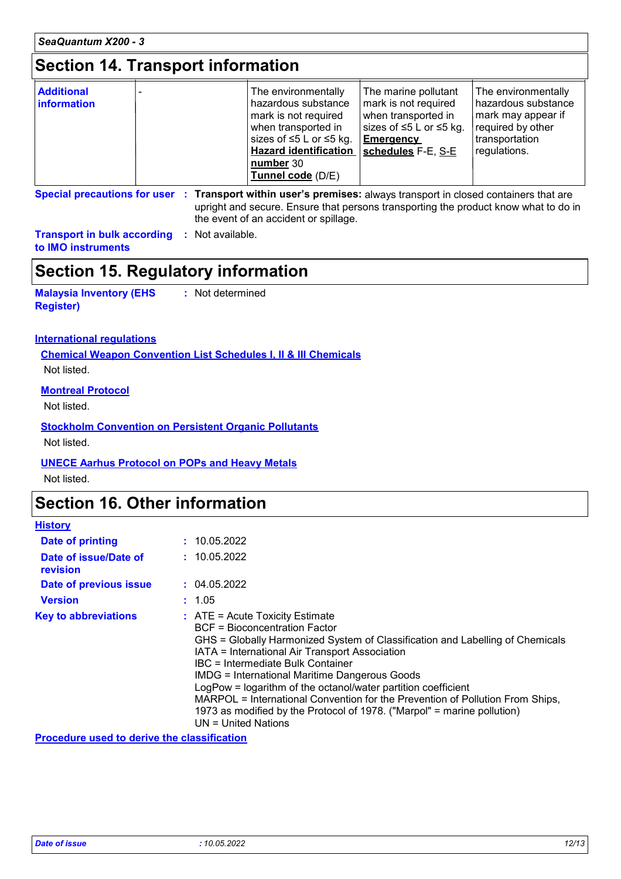# Section 14. Transport information

| Additional information | - | The environmentally hazardous substance mark is not required when transported in sizes of ≤5 L or ≤5 kg. **Hazard identification number** 30 **Tunnel code** (D/E) | The marine pollutant mark is not required when transported in sizes of ≤5 L or ≤5 kg. **Emergency schedules** F-E, S-E | The environmentally hazardous substance mark may appear if required by other transportation regulations. |
|---|---|---|---|---|

**Special precautions for user** : **Transport within user's premises:** always transport in closed containers that are upright and secure. Ensure that persons transporting the product know what to do in the event of an accident or spillage.

**Transport in bulk according to IMO instruments** : Not available.

# Section 15. Regulatory information

**Malaysia Inventory (EHS Register)** : Not determined

**International regulations**

**Chemical Weapon Convention List Schedules I, II & III Chemicals**

Not listed.

**Montreal Protocol**

Not listed.

**Stockholm Convention on Persistent Organic Pollutants**

Not listed.

**UNECE Aarhus Protocol on POPs and Heavy Metals**

Not listed.

# Section 16. Other information

**History**

**Date of printing** : 10.05.2022

**Date of issue/Date of revision** : 10.05.2022

**Date of previous issue** : 04.05.2022

**Version** : 1.05

**Key to abbreviations** : ATE = Acute Toxicity Estimate
BCF = Bioconcentration Factor
GHS = Globally Harmonized System of Classification and Labelling of Chemicals
IATA = International Air Transport Association
IBC = Intermediate Bulk Container
IMDG = International Maritime Dangerous Goods
LogPow = logarithm of the octanol/water partition coefficient
MARPOL = International Convention for the Prevention of Pollution From Ships, 1973 as modified by the Protocol of 1978. ("Marpol" = marine pollution)
UN = United Nations

**Procedure used to derive the classification**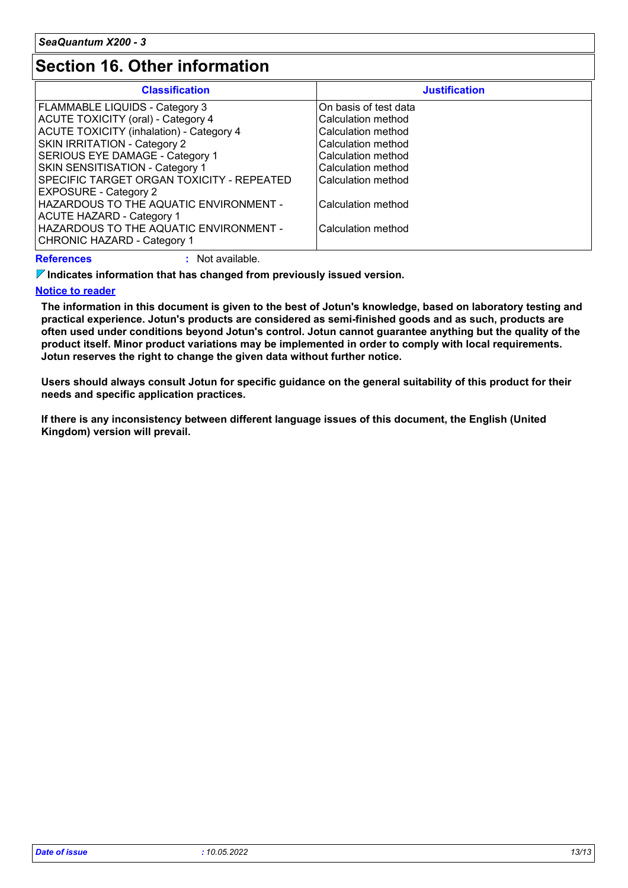## Section 16. Other information

| Classification | Justification |
|---|---|
| FLAMMABLE LIQUIDS - Category 3 | On basis of test data |
| ACUTE TOXICITY (oral) - Category 4 | Calculation method |
| ACUTE TOXICITY (inhalation) - Category 4 | Calculation method |
| SKIN IRRITATION - Category 2 | Calculation method |
| SERIOUS EYE DAMAGE - Category 1 | Calculation method |
| SKIN SENSITISATION - Category 1 | Calculation method |
| SPECIFIC TARGET ORGAN TOXICITY - REPEATED EXPOSURE - Category 2 | Calculation method |
| HAZARDOUS TO THE AQUATIC ENVIRONMENT - ACUTE HAZARD - Category 1 | Calculation method |
| HAZARDOUS TO THE AQUATIC ENVIRONMENT - CHRONIC HAZARD - Category 1 | Calculation method |

**References** : Not available.

**Indicates information that has changed from previously issued version.**

**Notice to reader**

**The information in this document is given to the best of Jotun's knowledge, based on laboratory testing and practical experience. Jotun's products are considered as semi-finished goods and as such, products are often used under conditions beyond Jotun's control. Jotun cannot guarantee anything but the quality of the product itself. Minor product variations may be implemented in order to comply with local requirements. Jotun reserves the right to change the given data without further notice.**

**Users should always consult Jotun for specific guidance on the general suitability of this product for their needs and specific application practices.**

**If there is any inconsistency between different language issues of this document, the English (United Kingdom) version will prevail.**